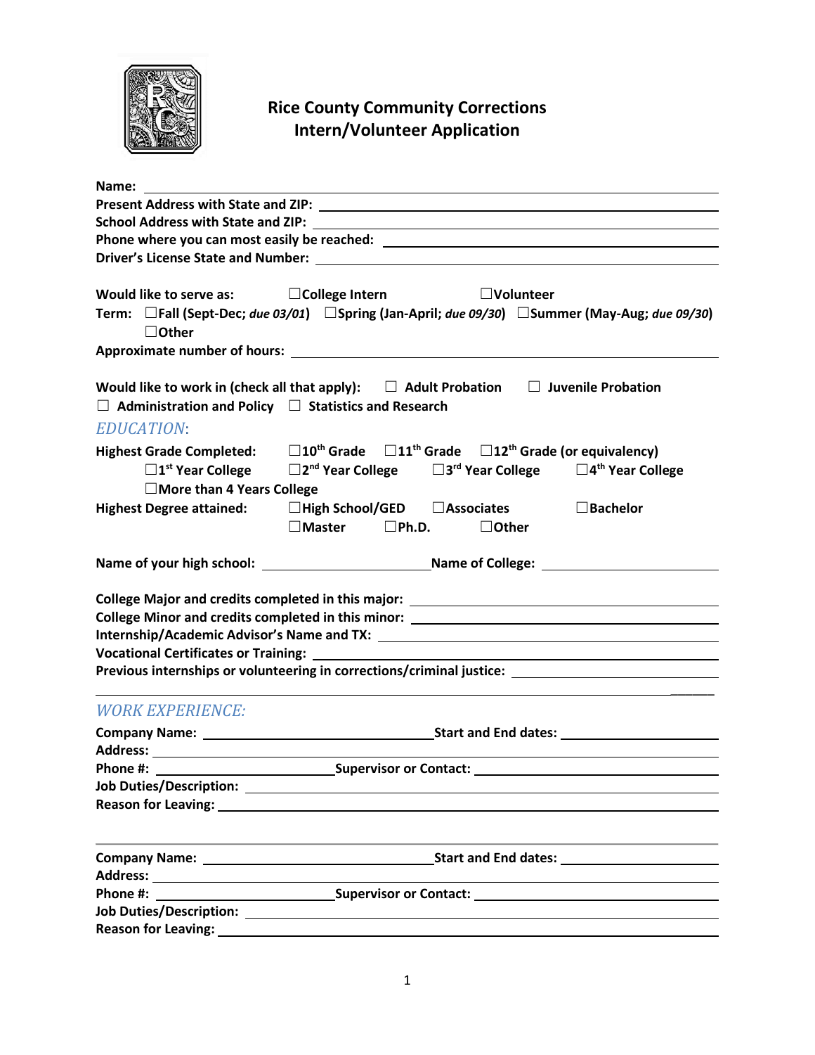# Rice County Community Corrections
## Intern/Volunteer Application

**Name:** ______________________________

**Present Address with State and ZIP:** ______________________________

**School Address with State and ZIP:** ______________________________

**Phone where you can most easily be reached:** ______________________________

**Driver's License State and Number:** ______________________________

**Would like to serve as:** ☐College Intern ☐Volunteer

**Term:** ☐Fall (Sept-Dec; *due 03/01*) ☐Spring (Jan-April; *due 09/30*) ☐Summer (May-Aug; *due 09/30*) ☐Other

**Approximate number of hours:** ______________________________

**Would like to work in (check all that apply):** ☐ Adult Probation ☐ Juvenile Probation ☐ Administration and Policy ☐ Statistics and Research

## *EDUCATION*:

**Highest Grade Completed:** ☐10th Grade ☐11th Grade ☐12th Grade (or equivalency) ☐1st Year College ☐2nd Year College ☐3rd Year College ☐4th Year College ☐More than 4 Years College

**Highest Degree attained:** ☐High School/GED ☐Associates ☐Bachelor ☐Master ☐Ph.D. ☐Other

**Name of your high school:** ______________________________ **Name of College:** ______________________________

**College Major and credits completed in this major:** ______________________________

**College Minor and credits completed in this minor:** ______________________________

**Internship/Academic Advisor's Name and TX:** ______________________________

**Vocational Certificates or Training:** ______________________________

**Previous internships or volunteering in corrections/criminal justice:** ______________________________

## *WORK EXPERIENCE:*

**Company Name:** ______________________________ **Start and End dates:** ______________________________

**Address:** ______________________________

**Phone #:** ______________________________ **Supervisor or Contact:** ______________________________

**Job Duties/Description:** ______________________________

**Reason for Leaving:** ______________________________

---

**Company Name:** ______________________________ **Start and End dates:** ______________________________

**Address:** ______________________________

**Phone #:** ______________________________ **Supervisor or Contact:** ______________________________

**Job Duties/Description:** ______________________________

**Reason for Leaving:** ______________________________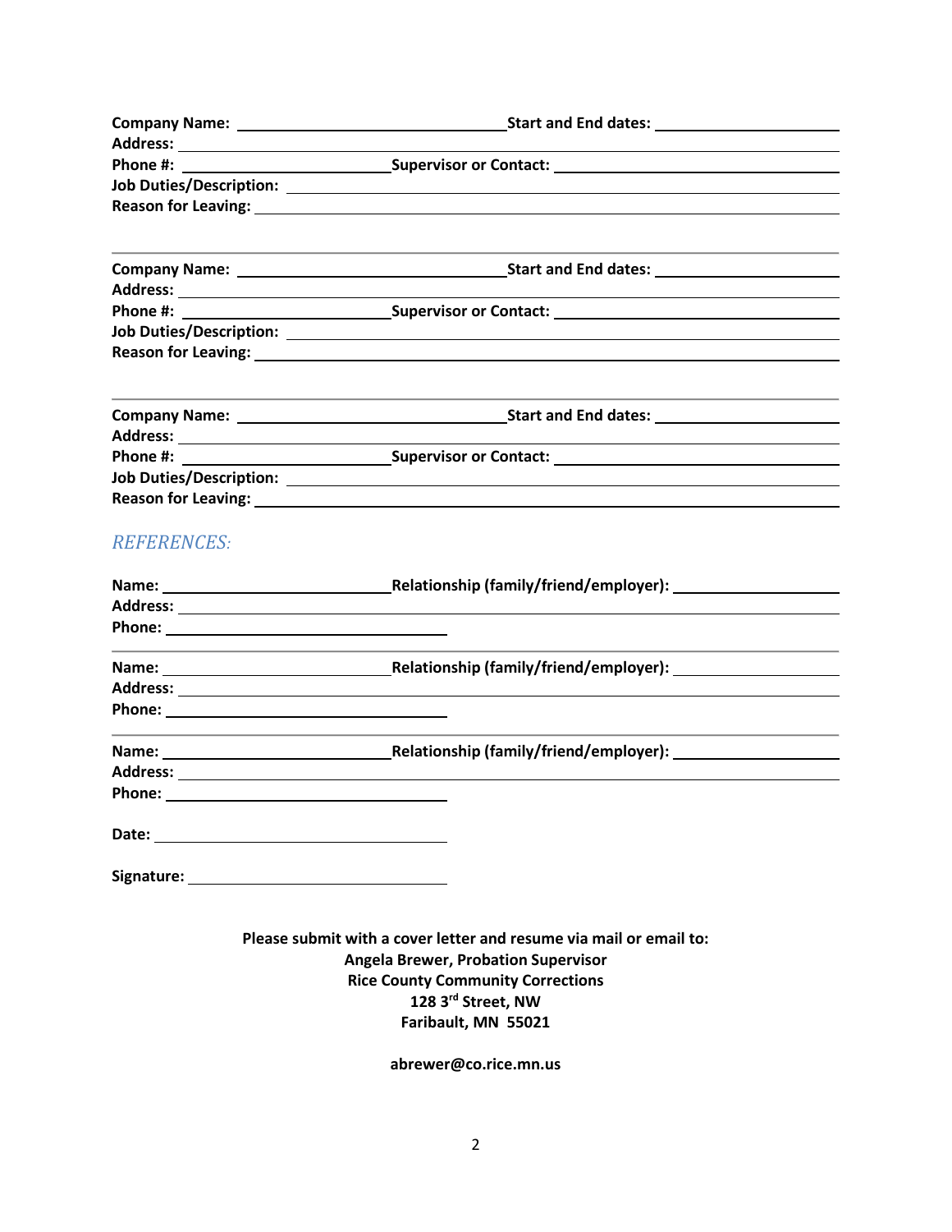**Company Name:** \_\_\_\_\_\_\_\_\_\_\_\_\_\_\_\_\_\_\_\_\_\_\_\_\_\_\_\_\_\_ **Start and End dates:** \_\_\_\_\_\_\_\_\_\_\_\_\_\_\_\_\_\_\_\_
**Address:** \_\_\_\_\_\_\_\_\_\_\_\_\_\_\_\_\_\_\_\_\_\_\_\_\_\_\_\_\_\_\_\_\_\_\_\_\_\_\_\_\_\_\_\_\_\_\_\_\_\_\_\_\_\_\_\_\_\_
**Phone #:** \_\_\_\_\_\_\_\_\_\_\_\_\_\_\_\_\_\_\_\_\_\_\_\_ **Supervisor or Contact:** \_\_\_\_\_\_\_\_\_\_\_\_\_\_\_\_\_\_\_\_\_\_\_\_\_\_\_\_\_\_
**Job Duties/Description:** \_\_\_\_\_\_\_\_\_\_\_\_\_\_\_\_\_\_\_\_\_\_\_\_\_\_\_\_\_\_\_\_\_\_\_\_\_\_\_\_\_\_\_\_\_\_\_\_\_\_\_\_
**Reason for Leaving:** \_\_\_\_\_\_\_\_\_\_\_\_\_\_\_\_\_\_\_\_\_\_\_\_\_\_\_\_\_\_\_\_\_\_\_\_\_\_\_\_\_\_\_\_\_\_\_\_\_\_\_\_\_\_

---

**Company Name:** \_\_\_\_\_\_\_\_\_\_\_\_\_\_\_\_\_\_\_\_\_\_\_\_\_\_\_\_\_\_ **Start and End dates:** \_\_\_\_\_\_\_\_\_\_\_\_\_\_\_\_\_\_\_\_
**Address:** \_\_\_\_\_\_\_\_\_\_\_\_\_\_\_\_\_\_\_\_\_\_\_\_\_\_\_\_\_\_\_\_\_\_\_\_\_\_\_\_\_\_\_\_\_\_\_\_\_\_\_\_\_\_\_\_\_\_
**Phone #:** \_\_\_\_\_\_\_\_\_\_\_\_\_\_\_\_\_\_\_\_\_\_\_\_ **Supervisor or Contact:** \_\_\_\_\_\_\_\_\_\_\_\_\_\_\_\_\_\_\_\_\_\_\_\_\_\_\_\_\_\_
**Job Duties/Description:** \_\_\_\_\_\_\_\_\_\_\_\_\_\_\_\_\_\_\_\_\_\_\_\_\_\_\_\_\_\_\_\_\_\_\_\_\_\_\_\_\_\_\_\_\_\_\_\_\_\_\_\_
**Reason for Leaving:** \_\_\_\_\_\_\_\_\_\_\_\_\_\_\_\_\_\_\_\_\_\_\_\_\_\_\_\_\_\_\_\_\_\_\_\_\_\_\_\_\_\_\_\_\_\_\_\_\_\_\_\_\_\_

---

**Company Name:** \_\_\_\_\_\_\_\_\_\_\_\_\_\_\_\_\_\_\_\_\_\_\_\_\_\_\_\_\_\_ **Start and End dates:** \_\_\_\_\_\_\_\_\_\_\_\_\_\_\_\_\_\_\_\_
**Address:** \_\_\_\_\_\_\_\_\_\_\_\_\_\_\_\_\_\_\_\_\_\_\_\_\_\_\_\_\_\_\_\_\_\_\_\_\_\_\_\_\_\_\_\_\_\_\_\_\_\_\_\_\_\_\_\_\_\_
**Phone #:** \_\_\_\_\_\_\_\_\_\_\_\_\_\_\_\_\_\_\_\_\_\_\_\_ **Supervisor or Contact:** \_\_\_\_\_\_\_\_\_\_\_\_\_\_\_\_\_\_\_\_\_\_\_\_\_\_\_\_\_\_
**Job Duties/Description:** \_\_\_\_\_\_\_\_\_\_\_\_\_\_\_\_\_\_\_\_\_\_\_\_\_\_\_\_\_\_\_\_\_\_\_\_\_\_\_\_\_\_\_\_\_\_\_\_\_\_\_\_
**Reason for Leaving:** \_\_\_\_\_\_\_\_\_\_\_\_\_\_\_\_\_\_\_\_\_\_\_\_\_\_\_\_\_\_\_\_\_\_\_\_\_\_\_\_\_\_\_\_\_\_\_\_\_\_\_\_\_\_

## *REFERENCES:*

**Name:** \_\_\_\_\_\_\_\_\_\_\_\_\_\_\_\_\_\_\_\_\_\_\_\_\_\_ **Relationship (family/friend/employer):** \_\_\_\_\_\_\_\_\_\_\_\_\_\_\_\_\_\_
**Address:** \_\_\_\_\_\_\_\_\_\_\_\_\_\_\_\_\_\_\_\_\_\_\_\_\_\_\_\_\_\_\_\_\_\_\_\_\_\_\_\_\_\_\_\_\_\_\_\_\_\_\_\_\_\_\_\_\_\_
**Phone:** \_\_\_\_\_\_\_\_\_\_\_\_\_\_\_\_\_\_\_\_\_\_\_\_\_\_\_\_\_\_\_\_

---

**Name:** \_\_\_\_\_\_\_\_\_\_\_\_\_\_\_\_\_\_\_\_\_\_\_\_\_\_ **Relationship (family/friend/employer):** \_\_\_\_\_\_\_\_\_\_\_\_\_\_\_\_\_\_
**Address:** \_\_\_\_\_\_\_\_\_\_\_\_\_\_\_\_\_\_\_\_\_\_\_\_\_\_\_\_\_\_\_\_\_\_\_\_\_\_\_\_\_\_\_\_\_\_\_\_\_\_\_\_\_\_\_\_\_\_
**Phone:** \_\_\_\_\_\_\_\_\_\_\_\_\_\_\_\_\_\_\_\_\_\_\_\_\_\_\_\_\_\_\_\_

---

**Name:** \_\_\_\_\_\_\_\_\_\_\_\_\_\_\_\_\_\_\_\_\_\_\_\_\_\_ **Relationship (family/friend/employer):** \_\_\_\_\_\_\_\_\_\_\_\_\_\_\_\_\_\_
**Address:** \_\_\_\_\_\_\_\_\_\_\_\_\_\_\_\_\_\_\_\_\_\_\_\_\_\_\_\_\_\_\_\_\_\_\_\_\_\_\_\_\_\_\_\_\_\_\_\_\_\_\_\_\_\_\_\_\_\_
**Phone:** \_\_\_\_\_\_\_\_\_\_\_\_\_\_\_\_\_\_\_\_\_\_\_\_\_\_\_\_\_\_\_\_

**Date:** \_\_\_\_\_\_\_\_\_\_\_\_\_\_\_\_\_\_\_\_\_\_\_\_\_\_\_\_\_\_\_\_

**Signature:** \_\_\_\_\_\_\_\_\_\_\_\_\_\_\_\_\_\_\_\_\_\_\_\_\_\_\_\_\_\_

**Please submit with a cover letter and resume via mail or email to:**
**Angela Brewer, Probation Supervisor**
**Rice County Community Corrections**
**128 3rd Street, NW**
**Faribault, MN 55021**

**abrewer@co.rice.mn.us**